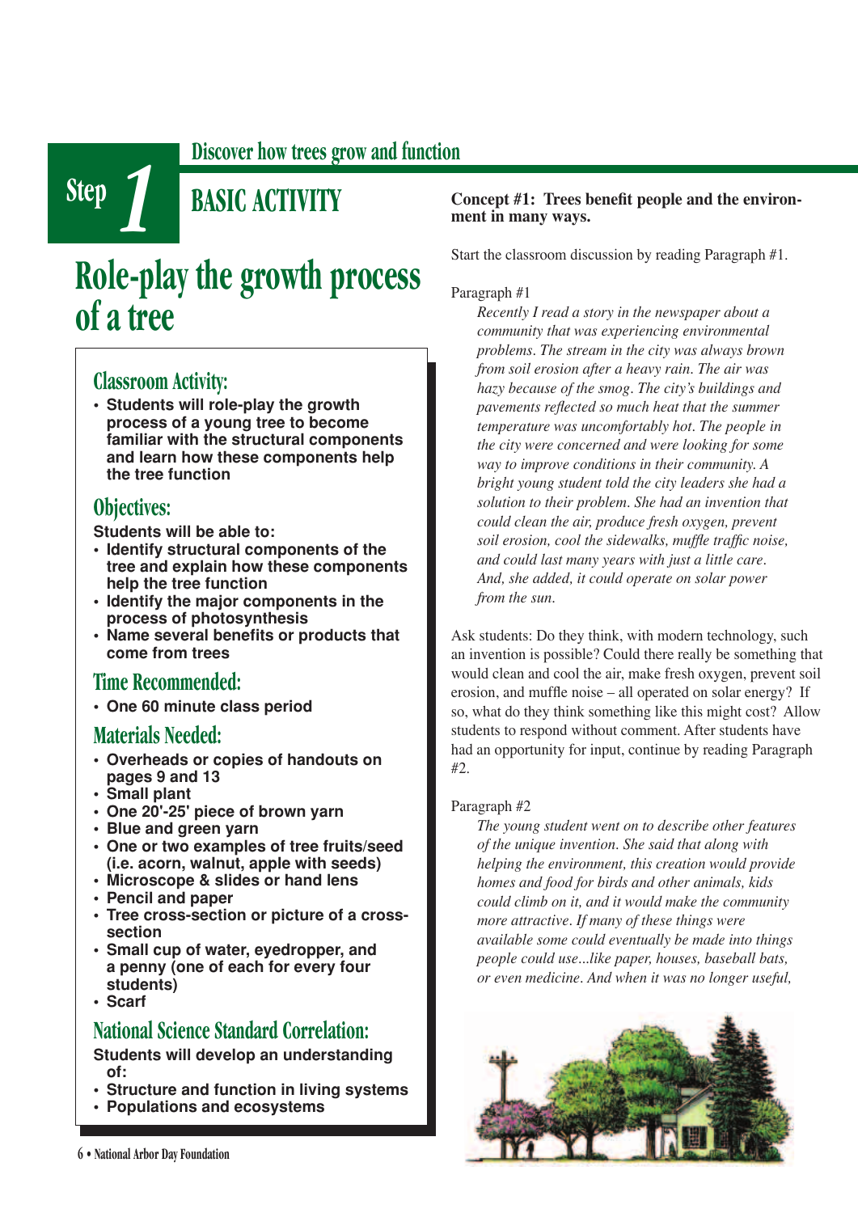# Step 1

## Discover how trees grow and function

## BASIC ACTIVITY

# Role-play the growth process of a tree

### Classroom Activity:

- **Students will role-play the growth process of a young tree to become familiar with the structural components and learn how these components help the tree function**

### Objectives:

**Students will be able to:**

- **Identify structural components of the tree and explain how these components help the tree function**
- **Identify the major components in the process of photosynthesis**
- **Name several benefits or products that come from trees**

### Time Recommended:

- **One 60 minute class period**

### Materials Needed:

- **Overheads or copies of handouts on pages 9 and 13**
- **Small plant**
- **One 20'-25' piece of brown yarn**
- **Blue and green yarn**
- **One or two examples of tree fruits/seed (i.e. acorn, walnut, apple with seeds)**
- **Microscope & slides or hand lens**
- **Pencil and paper**
- **Tree cross-section or picture of a cross-section**
- **Small cup of water, eyedropper, and a penny (one of each for every four students)**
- **Scarf**

### National Science Standard Correlation:

**Students will develop an understanding of:**

- **Structure and function in living systems**
- **Populations and ecosystems**

**Concept #1: Trees benefit people and the environment in many ways.**

Start the classroom discussion by reading Paragraph #1.

Paragraph #1

> *Recently I read a story in the newspaper about a community that was experiencing environmental problems. The stream in the city was always brown from soil erosion after a heavy rain. The air was hazy because of the smog. The city's buildings and pavements reflected so much heat that the summer temperature was uncomfortably hot. The people in the city were concerned and were looking for some way to improve conditions in their community. A bright young student told the city leaders she had a solution to their problem. She had an invention that could clean the air, produce fresh oxygen, prevent soil erosion, cool the sidewalks, muffle traffic noise, and could last many years with just a little care. And, she added, it could operate on solar power from the sun.*

Ask students: Do they think, with modern technology, such an invention is possible? Could there really be something that would clean and cool the air, make fresh oxygen, prevent soil erosion, and muffle noise – all operated on solar energy? If so, what do they think something like this might cost? Allow students to respond without comment. After students have had an opportunity for input, continue by reading Paragraph #2.

Paragraph #2

> *The young student went on to describe other features of the unique invention. She said that along with helping the environment, this creation would provide homes and food for birds and other animals, kids could climb on it, and it would make the community more attractive. If many of these things were available some could eventually be made into things people could use...like paper, houses, baseball bats, or even medicine. And when it was no longer useful,*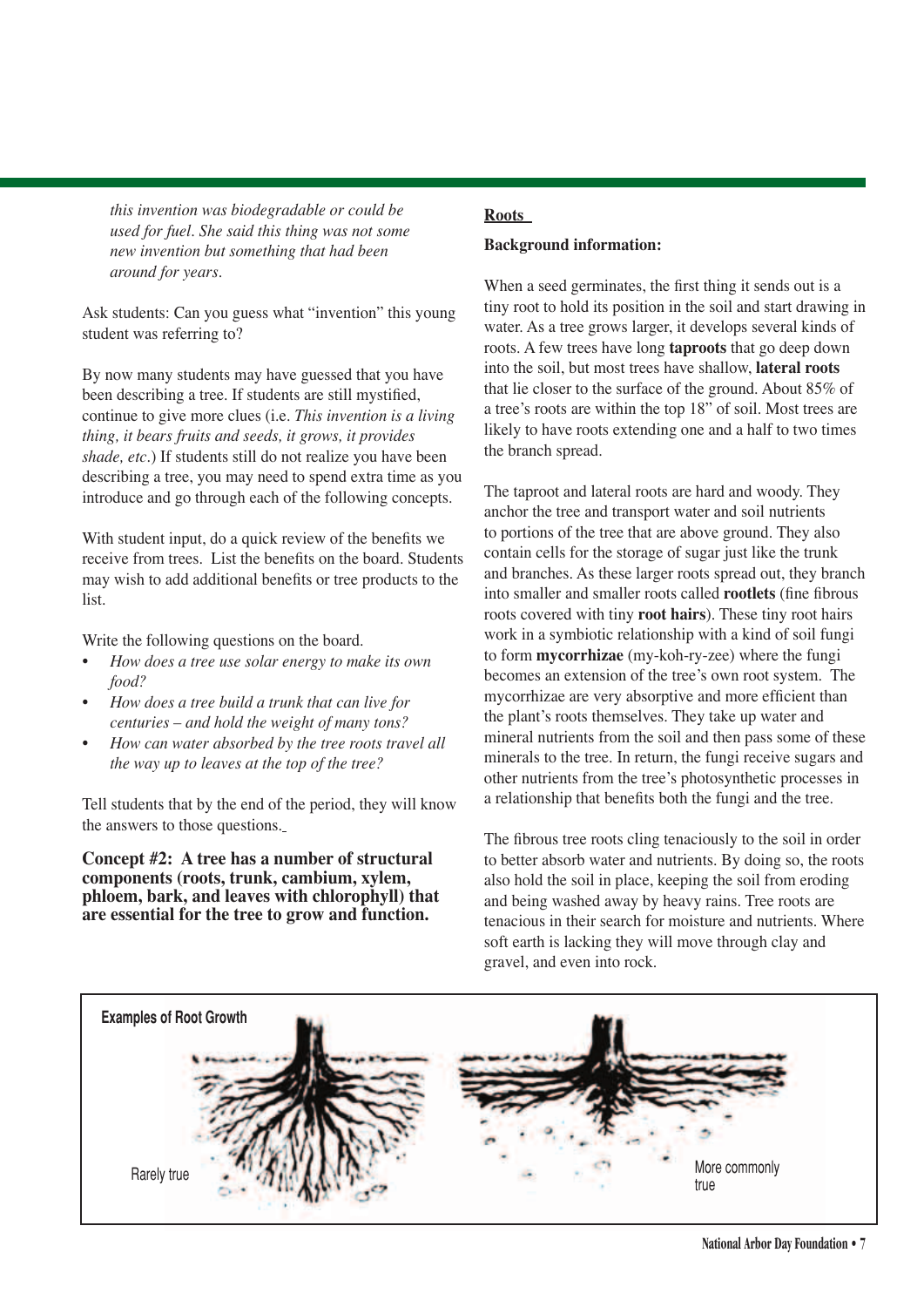*this invention was biodegradable or could be used for fuel. She said this thing was not some new invention but something that had been around for years.*

Ask students: Can you guess what "invention" this young student was referring to?

By now many students may have guessed that you have been describing a tree. If students are still mystified, continue to give more clues (i.e. *This invention is a living thing, it bears fruits and seeds, it grows, it provides shade, etc.*) If students still do not realize you have been describing a tree, you may need to spend extra time as you introduce and go through each of the following concepts.

With student input, do a quick review of the benefits we receive from trees. List the benefits on the board. Students may wish to add additional benefits or tree products to the list.

Write the following questions on the board.

- *How does a tree use solar energy to make its own food?*
- *How does a tree build a trunk that can live for centuries – and hold the weight of many tons?*
- *How can water absorbed by the tree roots travel all the way up to leaves at the top of the tree?*

Tell students that by the end of the period, they will know the answers to those questions.

**Concept #2: A tree has a number of structural components (roots, trunk, cambium, xylem, phloem, bark, and leaves with chlorophyll) that are essential for the tree to grow and function.**

## Roots

**Background information:**

When a seed germinates, the first thing it sends out is a tiny root to hold its position in the soil and start drawing in water. As a tree grows larger, it develops several kinds of roots. A few trees have long **taproots** that go deep down into the soil, but most trees have shallow, **lateral roots** that lie closer to the surface of the ground. About 85% of a tree's roots are within the top 18" of soil. Most trees are likely to have roots extending one and a half to two times the branch spread.

The taproot and lateral roots are hard and woody. They anchor the tree and transport water and soil nutrients to portions of the tree that are above ground. They also contain cells for the storage of sugar just like the trunk and branches. As these larger roots spread out, they branch into smaller and smaller roots called **rootlets** (fine fibrous roots covered with tiny **root hairs**). These tiny root hairs work in a symbiotic relationship with a kind of soil fungi to form **mycorrhizae** (my-koh-ry-zee) where the fungi becomes an extension of the tree's own root system. The mycorrhizae are very absorptive and more efficient than the plant's roots themselves. They take up water and mineral nutrients from the soil and then pass some of these minerals to the tree. In return, the fungi receive sugars and other nutrients from the tree's photosynthetic processes in a relationship that benefits both the fungi and the tree.

The fibrous tree roots cling tenaciously to the soil in order to better absorb water and nutrients. By doing so, the roots also hold the soil in place, keeping the soil from eroding and being washed away by heavy rains. Tree roots are tenacious in their search for moisture and nutrients. Where soft earth is lacking they will move through clay and gravel, and even into rock.

**Examples of Root Growth**

Rarely true

More commonly true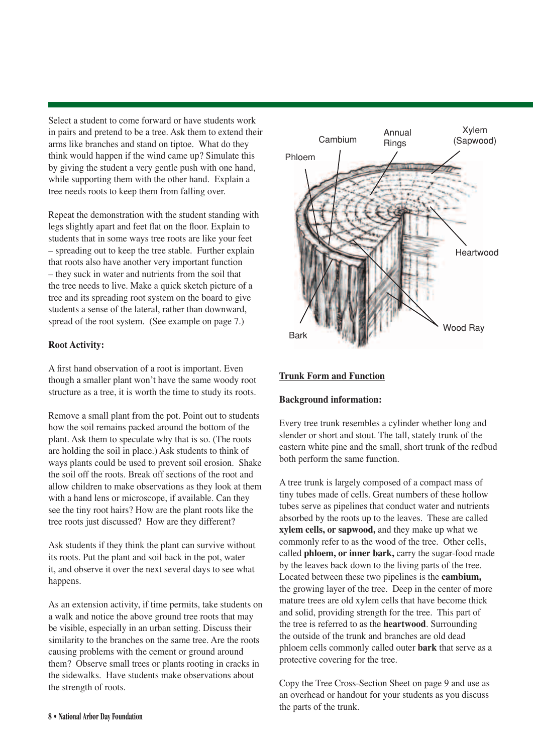Select a student to come forward or have students work in pairs and pretend to be a tree. Ask them to extend their arms like branches and stand on tiptoe. What do they think would happen if the wind came up? Simulate this by giving the student a very gentle push with one hand, while supporting them with the other hand. Explain a tree needs roots to keep them from falling over.

Repeat the demonstration with the student standing with legs slightly apart and feet flat on the floor. Explain to students that in some ways tree roots are like your feet – spreading out to keep the tree stable. Further explain that roots also have another very important function – they suck in water and nutrients from the soil that the tree needs to live. Make a quick sketch picture of a tree and its spreading root system on the board to give students a sense of the lateral, rather than downward, spread of the root system. (See example on page 7.)

**Root Activity:**

A first hand observation of a root is important. Even though a smaller plant won't have the same woody root structure as a tree, it is worth the time to study its roots.

Remove a small plant from the pot. Point out to students how the soil remains packed around the bottom of the plant. Ask them to speculate why that is so. (The roots are holding the soil in place.) Ask students to think of ways plants could be used to prevent soil erosion. Shake the soil off the roots. Break off sections of the root and allow children to make observations as they look at them with a hand lens or microscope, if available. Can they see the tiny root hairs? How are the plant roots like the tree roots just discussed? How are they different?

Ask students if they think the plant can survive without its roots. Put the plant and soil back in the pot, water it, and observe it over the next several days to see what happens.

As an extension activity, if time permits, take students on a walk and notice the above ground tree roots that may be visible, especially in an urban setting. Discuss their similarity to the branches on the same tree. Are the roots causing problems with the cement or ground around them? Observe small trees or plants rooting in cracks in the sidewalks. Have students make observations about the strength of roots.

Phloem, Cambium, Annual Rings, Xylem (Sapwood), Heartwood, Wood Ray, Bark

**Trunk Form and Function**

**Background information:**

Every tree trunk resembles a cylinder whether long and slender or short and stout. The tall, stately trunk of the eastern white pine and the small, short trunk of the redbud both perform the same function.

A tree trunk is largely composed of a compact mass of tiny tubes made of cells. Great numbers of these hollow tubes serve as pipelines that conduct water and nutrients absorbed by the roots up to the leaves. These are called **xylem cells, or sapwood,** and they make up what we commonly refer to as the wood of the tree. Other cells, called **phloem, or inner bark,** carry the sugar-food made by the leaves back down to the living parts of the tree. Located between these two pipelines is the **cambium,** the growing layer of the tree. Deep in the center of more mature trees are old xylem cells that have become thick and solid, providing strength for the tree. This part of the tree is referred to as the **heartwood**. Surrounding the outside of the trunk and branches are old dead phloem cells commonly called outer **bark** that serve as a protective covering for the tree.

Copy the Tree Cross-Section Sheet on page 9 and use as an overhead or handout for your students as you discuss the parts of the trunk.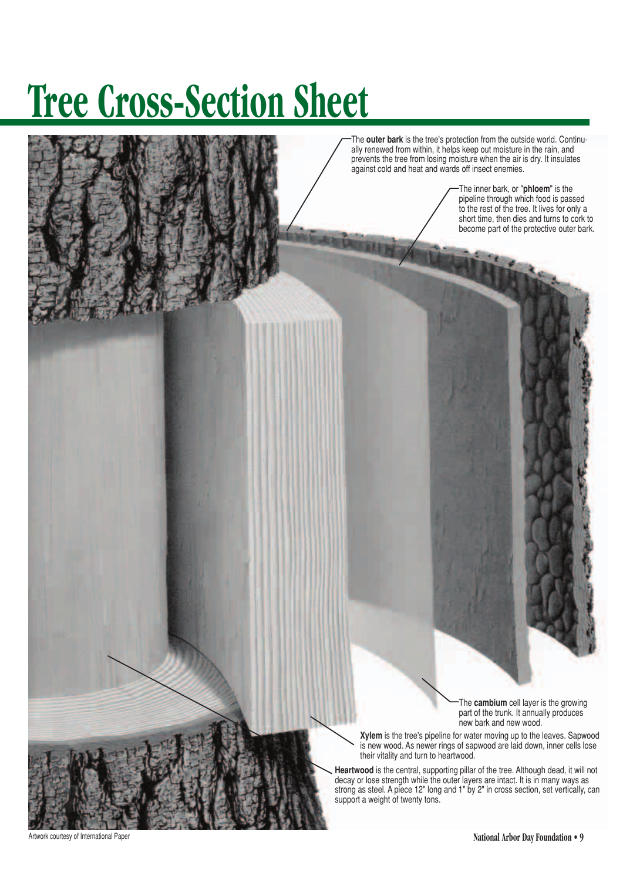# Tree Cross-Section Sheet

The **outer bark** is the tree's protection from the outside world. Continually renewed from within, it helps keep out moisture in the rain, and prevents the tree from losing moisture when the air is dry. It insulates against cold and heat and wards off insect enemies.

The inner bark, or "**phloem**" is the pipeline through which food is passed to the rest of the tree. It lives for only a short time, then dies and turns to cork to become part of the protective outer bark.

The **cambium** cell layer is the growing part of the trunk. It annually produces new bark and new wood.

**Xylem** is the tree's pipeline for water moving up to the leaves. Sapwood is new wood. As newer rings of sapwood are laid down, inner cells lose their vitality and turn to heartwood.

**Heartwood** is the central, supporting pillar of the tree. Although dead, it will not decay or lose strength while the outer layers are intact. It is in many ways as strong as steel. A piece 12" long and 1" by 2" in cross section, set vertically, can support a weight of twenty tons.

Artwork courtesy of International Paper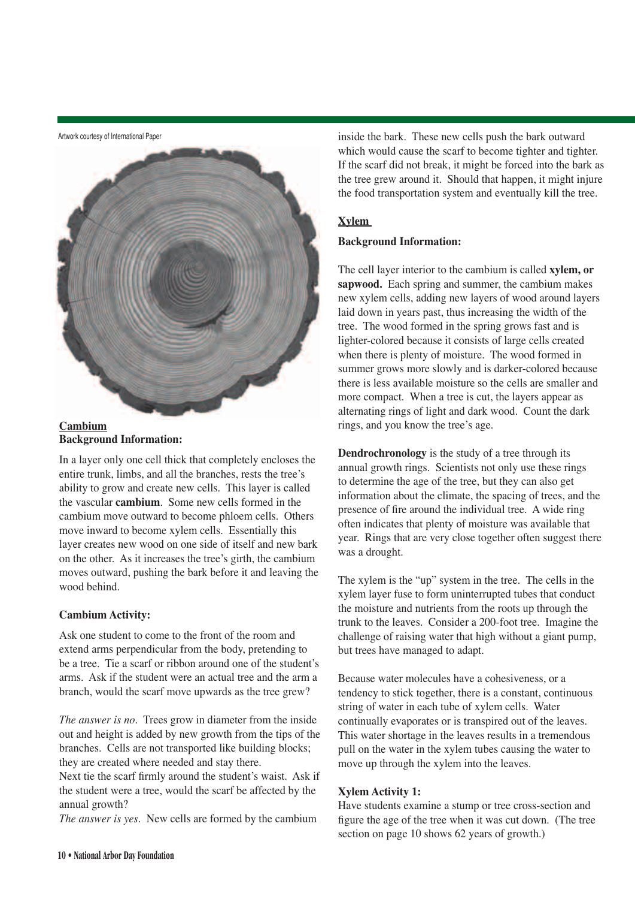Artwork courtesy of International Paper

## Cambium

### Background Information:

In a layer only one cell thick that completely encloses the entire trunk, limbs, and all the branches, rests the tree's ability to grow and create new cells. This layer is called the vascular **cambium**. Some new cells formed in the cambium move outward to become phloem cells. Others move inward to become xylem cells. Essentially this layer creates new wood on one side of itself and new bark on the other. As it increases the tree's girth, the cambium moves outward, pushing the bark before it and leaving the wood behind.

### Cambium Activity:

Ask one student to come to the front of the room and extend arms perpendicular from the body, pretending to be a tree. Tie a scarf or ribbon around one of the student's arms. Ask if the student were an actual tree and the arm a branch, would the scarf move upwards as the tree grew?

*The answer is no*. Trees grow in diameter from the inside out and height is added by new growth from the tips of the branches. Cells are not transported like building blocks; they are created where needed and stay there.

Next tie the scarf firmly around the student's waist. Ask if the student were a tree, would the scarf be affected by the annual growth?

*The answer is yes*. New cells are formed by the cambium inside the bark. These new cells push the bark outward which would cause the scarf to become tighter and tighter. If the scarf did not break, it might be forced into the bark as the tree grew around it. Should that happen, it might injure the food transportation system and eventually kill the tree.

## Xylem

### Background Information:

The cell layer interior to the cambium is called **xylem, or sapwood.** Each spring and summer, the cambium makes new xylem cells, adding new layers of wood around layers laid down in years past, thus increasing the width of the tree. The wood formed in the spring grows fast and is lighter-colored because it consists of large cells created when there is plenty of moisture. The wood formed in summer grows more slowly and is darker-colored because there is less available moisture so the cells are smaller and more compact. When a tree is cut, the layers appear as alternating rings of light and dark wood. Count the dark rings, and you know the tree's age.

**Dendrochronology** is the study of a tree through its annual growth rings. Scientists not only use these rings to determine the age of the tree, but they can also get information about the climate, the spacing of trees, and the presence of fire around the individual tree. A wide ring often indicates that plenty of moisture was available that year. Rings that are very close together often suggest there was a drought.

The xylem is the "up" system in the tree. The cells in the xylem layer fuse to form uninterrupted tubes that conduct the moisture and nutrients from the roots up through the trunk to the leaves. Consider a 200-foot tree. Imagine the challenge of raising water that high without a giant pump, but trees have managed to adapt.

Because water molecules have a cohesiveness, or a tendency to stick together, there is a constant, continuous string of water in each tube of xylem cells. Water continually evaporates or is transpired out of the leaves. This water shortage in the leaves results in a tremendous pull on the water in the xylem tubes causing the water to move up through the xylem into the leaves.

### Xylem Activity 1:

Have students examine a stump or tree cross-section and figure the age of the tree when it was cut down. (The tree section on page 10 shows 62 years of growth.)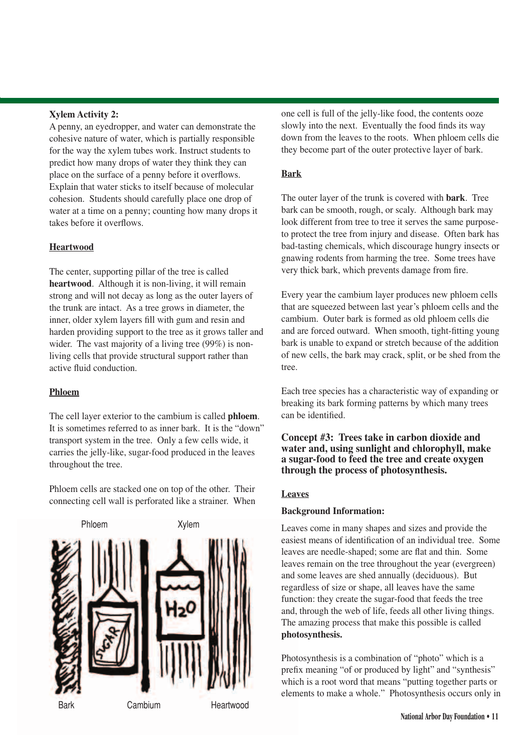**Xylem Activity 2:**
A penny, an eyedropper, and water can demonstrate the cohesive nature of water, which is partially responsible for the way the xylem tubes work. Instruct students to predict how many drops of water they think they can place on the surface of a penny before it overflows. Explain that water sticks to itself because of molecular cohesion. Students should carefully place one drop of water at a time on a penny; counting how many drops it takes before it overflows.

**Heartwood**

The center, supporting pillar of the tree is called **heartwood**. Although it is non-living, it will remain strong and will not decay as long as the outer layers of the trunk are intact. As a tree grows in diameter, the inner, older xylem layers fill with gum and resin and harden providing support to the tree as it grows taller and wider. The vast majority of a living tree (99%) is non-living cells that provide structural support rather than active fluid conduction.

**Phloem**

The cell layer exterior to the cambium is called **phloem**. It is sometimes referred to as inner bark. It is the "down" transport system in the tree. Only a few cells wide, it carries the jelly-like, sugar-food produced in the leaves throughout the tree.

Phloem cells are stacked one on top of the other. Their connecting cell wall is perforated like a strainer. When one cell is full of the jelly-like food, the contents ooze slowly into the next. Eventually the food finds its way down from the leaves to the roots. When phloem cells die they become part of the outer protective layer of bark.

Phloem Xylem

Bark Cambium Heartwood

**Bark**

The outer layer of the trunk is covered with **bark**. Tree bark can be smooth, rough, or scaly. Although bark may look different from tree to tree it serves the same purpose- to protect the tree from injury and disease. Often bark has bad-tasting chemicals, which discourage hungry insects or gnawing rodents from harming the tree. Some trees have very thick bark, which prevents damage from fire.

Every year the cambium layer produces new phloem cells that are squeezed between last year's phloem cells and the cambium. Outer bark is formed as old phloem cells die and are forced outward. When smooth, tight-fitting young bark is unable to expand or stretch because of the addition of new cells, the bark may crack, split, or be shed from the tree.

Each tree species has a characteristic way of expanding or breaking its bark forming patterns by which many trees can be identified.

## Concept #3: Trees take in carbon dioxide and water and, using sunlight and chlorophyll, make a sugar-food to feed the tree and create oxygen through the process of photosynthesis.

**Leaves**

**Background Information:**

Leaves come in many shapes and sizes and provide the easiest means of identification of an individual tree. Some leaves are needle-shaped; some are flat and thin. Some leaves remain on the tree throughout the year (evergreen) and some leaves are shed annually (deciduous). But regardless of size or shape, all leaves have the same function: they create the sugar-food that feeds the tree and, through the web of life, feeds all other living things. The amazing process that make this possible is called **photosynthesis.**

Photosynthesis is a combination of "photo" which is a prefix meaning "of or produced by light" and "synthesis" which is a root word that means "putting together parts or elements to make a whole." Photosynthesis occurs only in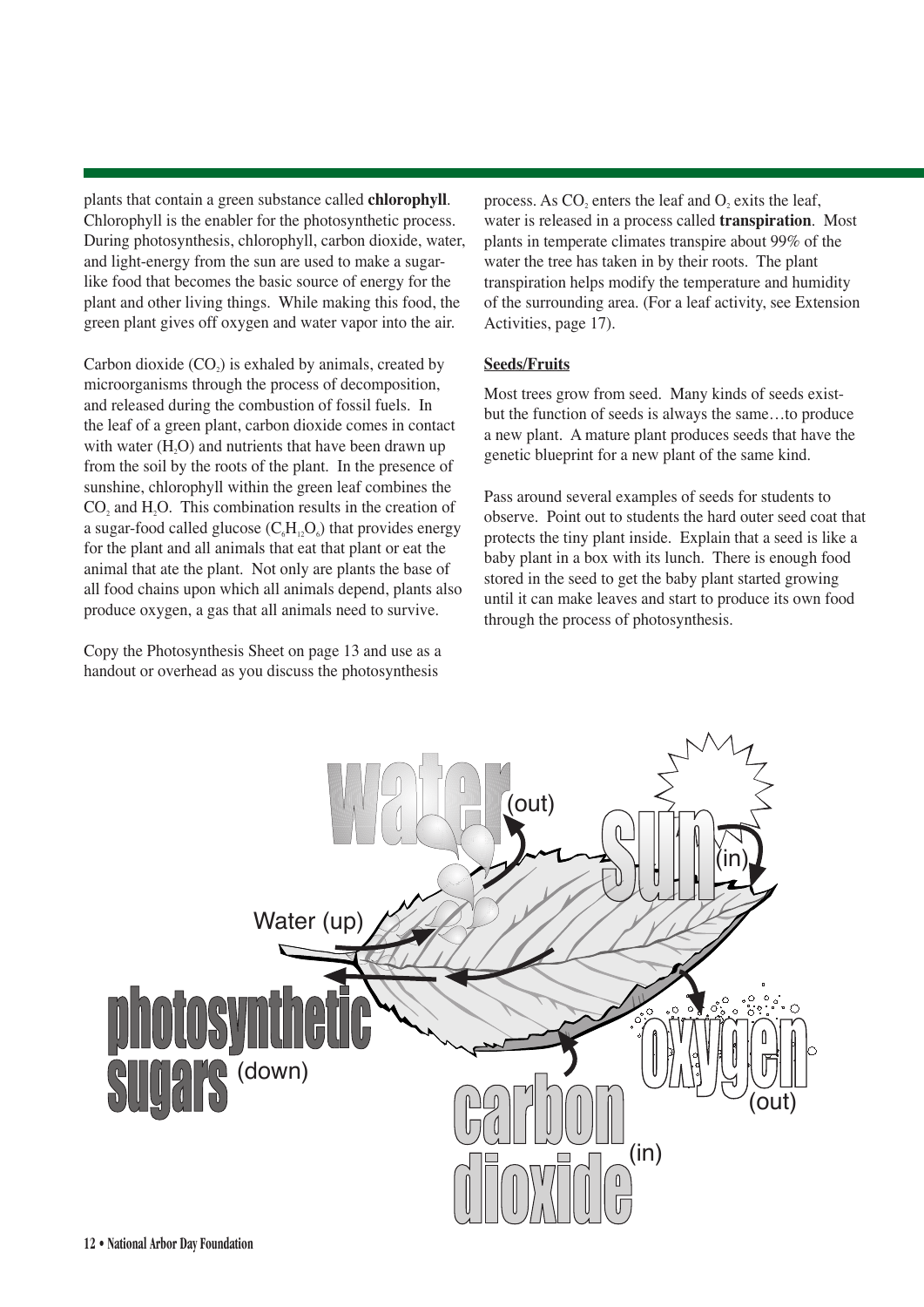plants that contain a green substance called **chlorophyll**. Chlorophyll is the enabler for the photosynthetic process. During photosynthesis, chlorophyll, carbon dioxide, water, and light-energy from the sun are used to make a sugar-like food that becomes the basic source of energy for the plant and other living things. While making this food, the green plant gives off oxygen and water vapor into the air.

Carbon dioxide ($CO_2$) is exhaled by animals, created by microorganisms through the process of decomposition, and released during the combustion of fossil fuels. In the leaf of a green plant, carbon dioxide comes in contact with water ($H_2O$) and nutrients that have been drawn up from the soil by the roots of the plant. In the presence of sunshine, chlorophyll within the green leaf combines the $CO_2$ and $H_2O$. This combination results in the creation of a sugar-food called glucose ($C_6H_{12}O_6$) that provides energy for the plant and all animals that eat that plant or eat the animal that ate the plant. Not only are plants the base of all food chains upon which all animals depend, plants also produce oxygen, a gas that all animals need to survive.

Copy the Photosynthesis Sheet on page 13 and use as a handout or overhead as you discuss the photosynthesis process. As $CO_2$ enters the leaf and $O_2$ exits the leaf, water is released in a process called **transpiration**. Most plants in temperate climates transpire about 99% of the water the tree has taken in by their roots. The plant transpiration helps modify the temperature and humidity of the surrounding area. (For a leaf activity, see Extension Activities, page 17).

**Seeds/Fruits**

Most trees grow from seed. Many kinds of seeds exist-but the function of seeds is always the same…to produce a new plant. A mature plant produces seeds that have the genetic blueprint for a new plant of the same kind.

Pass around several examples of seeds for students to observe. Point out to students the hard outer seed coat that protects the tiny plant inside. Explain that a seed is like a baby plant in a box with its lunch. There is enough food stored in the seed to get the baby plant started growing until it can make leaves and start to produce its own food through the process of photosynthesis.

water (out)

sun (in)

Water (up)

photosynthetic sugars (down)

oxygen (out)

carbon dioxide (in)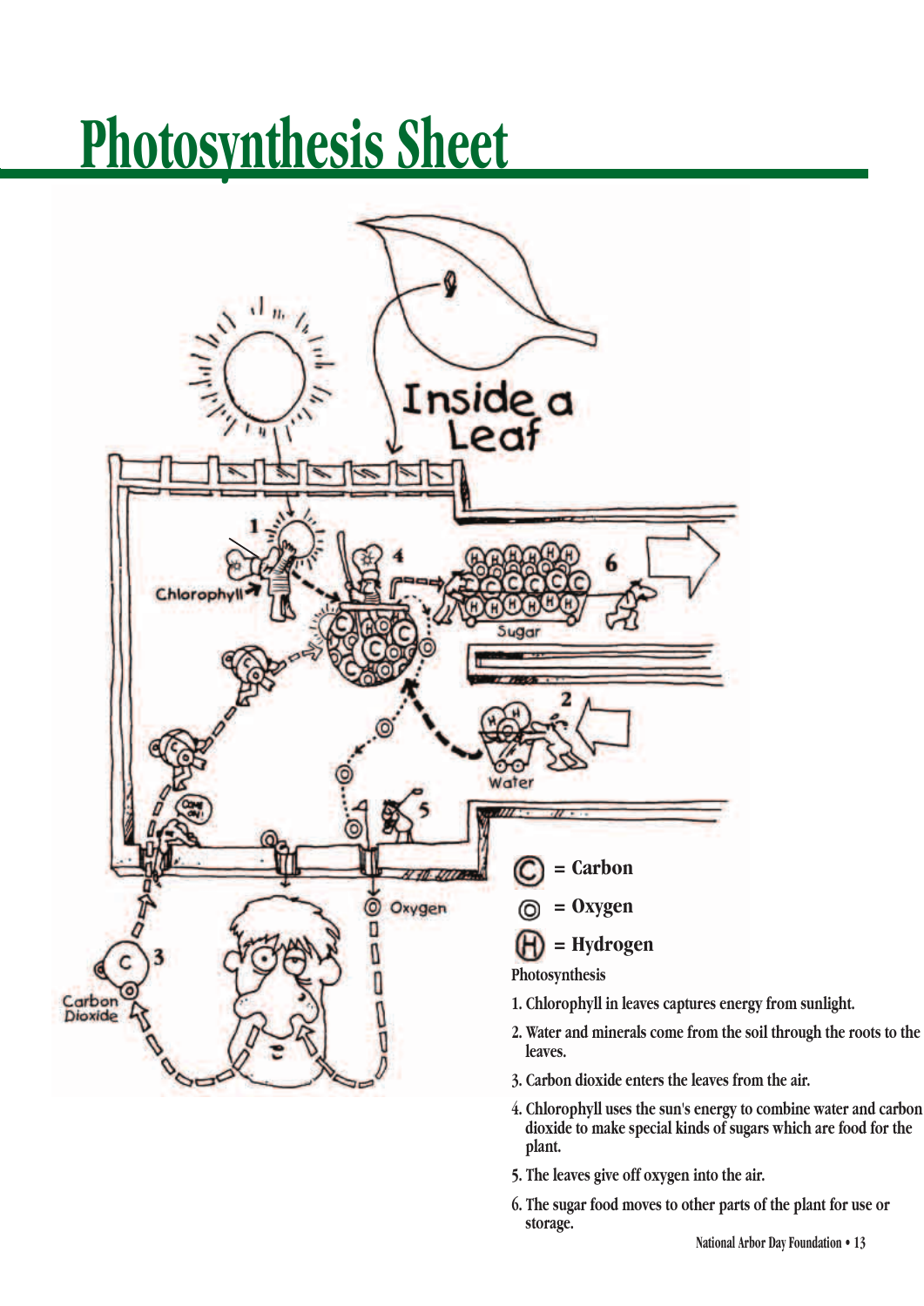# Photosynthesis Sheet

Inside a Leaf

Chlorophyll

Sugar

Water

Oxygen

Carbon Dioxide

C = Carbon

O = Oxygen

H = Hydrogen

Photosynthesis

1. Chlorophyll in leaves captures energy from sunlight.
2. Water and minerals come from the soil through the roots to the leaves.
3. Carbon dioxide enters the leaves from the air.
4. Chlorophyll uses the sun's energy to combine water and carbon dioxide to make special kinds of sugars which are food for the plant.
5. The leaves give off oxygen into the air.
6. The sugar food moves to other parts of the plant for use or storage.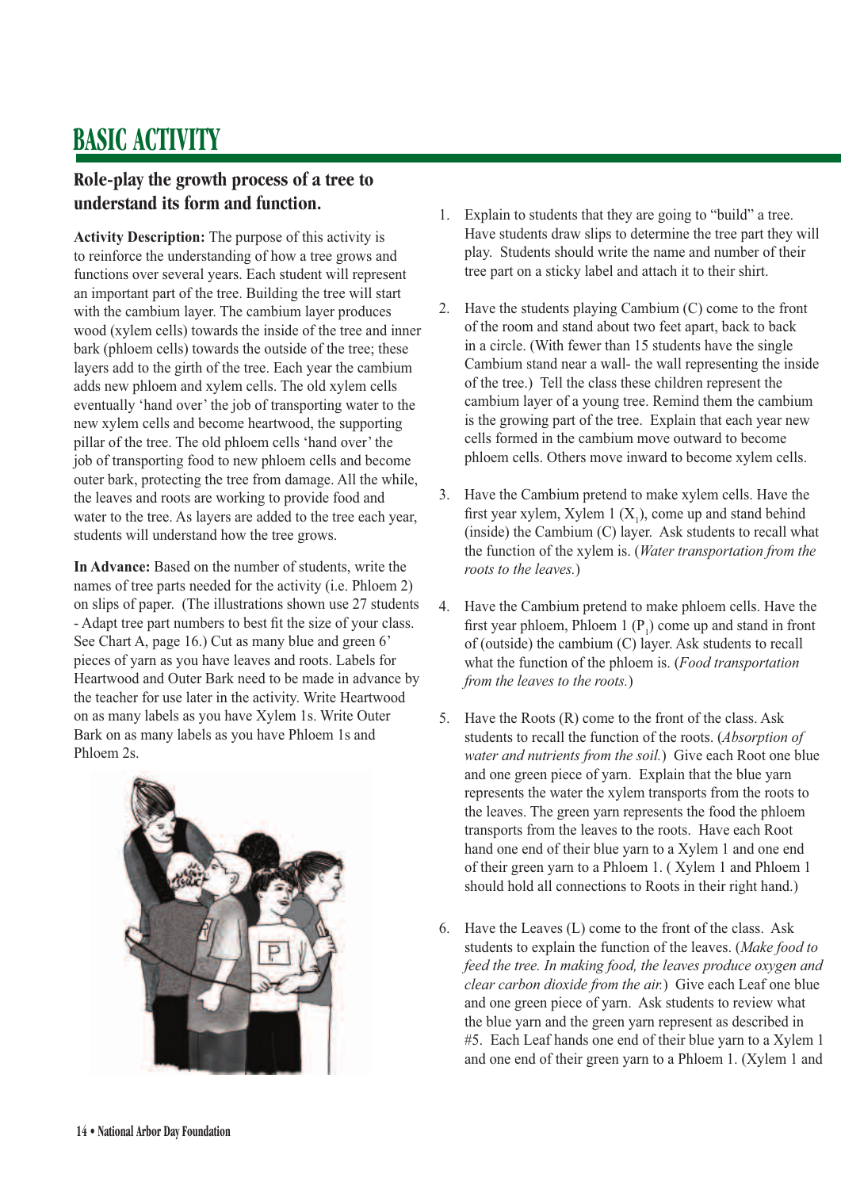# BASIC ACTIVITY

## Role-play the growth process of a tree to understand its form and function.

**Activity Description:** The purpose of this activity is to reinforce the understanding of how a tree grows and functions over several years. Each student will represent an important part of the tree. Building the tree will start with the cambium layer. The cambium layer produces wood (xylem cells) towards the inside of the tree and inner bark (phloem cells) towards the outside of the tree; these layers add to the girth of the tree. Each year the cambium adds new phloem and xylem cells. The old xylem cells eventually 'hand over' the job of transporting water to the new xylem cells and become heartwood, the supporting pillar of the tree. The old phloem cells 'hand over' the job of transporting food to new phloem cells and become outer bark, protecting the tree from damage. All the while, the leaves and roots are working to provide food and water to the tree. As layers are added to the tree each year, students will understand how the tree grows.

**In Advance:** Based on the number of students, write the names of tree parts needed for the activity (i.e. Phloem 2) on slips of paper. (The illustrations shown use 27 students - Adapt tree part numbers to best fit the size of your class. See Chart A, page 16.) Cut as many blue and green 6' pieces of yarn as you have leaves and roots. Labels for Heartwood and Outer Bark need to be made in advance by the teacher for use later in the activity. Write Heartwood on as many labels as you have Xylem 1s. Write Outer Bark on as many labels as you have Phloem 1s and Phloem 2s.

1. Explain to students that they are going to "build" a tree. Have students draw slips to determine the tree part they will play. Students should write the name and number of their tree part on a sticky label and attach it to their shirt.

2. Have the students playing Cambium (C) come to the front of the room and stand about two feet apart, back to back in a circle. (With fewer than 15 students have the single Cambium stand near a wall- the wall representing the inside of the tree.) Tell the class these children represent the cambium layer of a young tree. Remind them the cambium is the growing part of the tree. Explain that each year new cells formed in the cambium move outward to become phloem cells. Others move inward to become xylem cells.

3. Have the Cambium pretend to make xylem cells. Have the first year xylem, Xylem 1 ($X_1$), come up and stand behind (inside) the Cambium (C) layer. Ask students to recall what the function of the xylem is. (*Water transportation from the roots to the leaves.*)

4. Have the Cambium pretend to make phloem cells. Have the first year phloem, Phloem 1 ($P_1$) come up and stand in front of (outside) the cambium (C) layer. Ask students to recall what the function of the phloem is. (*Food transportation from the leaves to the roots.*)

5. Have the Roots (R) come to the front of the class. Ask students to recall the function of the roots. (*Absorption of water and nutrients from the soil.*) Give each Root one blue and one green piece of yarn. Explain that the blue yarn represents the water the xylem transports from the roots to the leaves. The green yarn represents the food the phloem transports from the leaves to the roots. Have each Root hand one end of their blue yarn to a Xylem 1 and one end of their green yarn to a Phloem 1. ( Xylem 1 and Phloem 1 should hold all connections to Roots in their right hand.)

6. Have the Leaves (L) come to the front of the class. Ask students to explain the function of the leaves. (*Make food to feed the tree. In making food, the leaves produce oxygen and clear carbon dioxide from the air.*) Give each Leaf one blue and one green piece of yarn. Ask students to review what the blue yarn and the green yarn represent as described in #5. Each Leaf hands one end of their blue yarn to a Xylem 1 and one end of their green yarn to a Phloem 1. (Xylem 1 and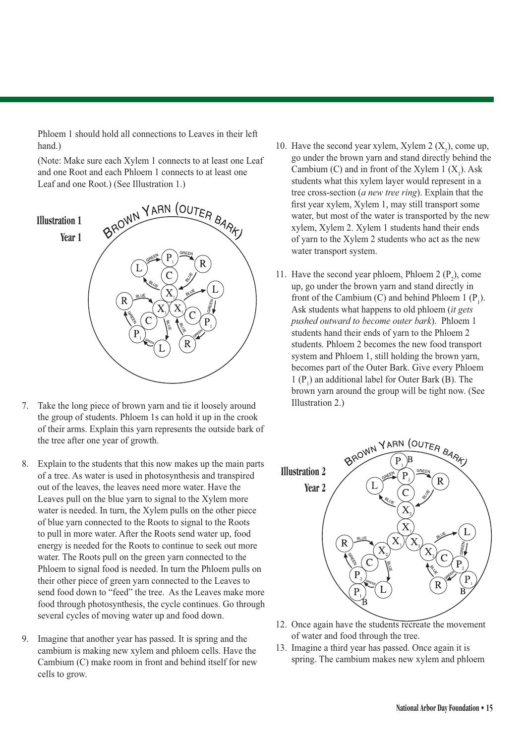Phloem 1 should hold all connections to Leaves in their left hand.)

(Note: Make sure each Xylem 1 connects to at least one Leaf and one Root and each Phloem 1 connects to at least one Leaf and one Root.) (See Illustration 1.)

**Illustration 1**
**Year 1**

7. Take the long piece of brown yarn and tie it loosely around the group of students. Phloem 1s can hold it up in the crook of their arms. Explain this yarn represents the outside bark of the tree after one year of growth.

8. Explain to the students that this now makes up the main parts of a tree. As water is used in photosynthesis and transpired out of the leaves, the leaves need more water. Have the Leaves pull on the blue yarn to signal to the Xylem more water is needed. In turn, the Xylem pulls on the other piece of blue yarn connected to the Roots to signal to the Roots to pull in more water. After the Roots send water up, food energy is needed for the Roots to continue to seek out more water. The Roots pull on the green yarn connected to the Phloem to signal food is needed. In turn the Phloem pulls on their other piece of green yarn connected to the Leaves to send food down to "feed" the tree. As the Leaves make more food through photosynthesis, the cycle continues. Go through several cycles of moving water up and food down.

9. Imagine that another year has passed. It is spring and the cambium is making new xylem and phloem cells. Have the Cambium (C) make room in front and behind itself for new cells to grow.

10. Have the second year xylem, Xylem 2 ($X_2$), come up, go under the brown yarn and stand directly behind the Cambium (C) and in front of the Xylem 1 ($X_1$). Ask students what this xylem layer would represent in a tree cross-section (*a new tree ring*). Explain that the first year xylem, Xylem 1, may still transport some water, but most of the water is transported by the new xylem, Xylem 2. Xylem 1 students hand their ends of yarn to the Xylem 2 students who act as the new water transport system.

11. Have the second year phloem, Phloem 2 ($P_2$), come up, go under the brown yarn and stand directly in front of the Cambium (C) and behind Phloem 1 ($P_1$). Ask students what happens to old phloem (*it gets pushed outward to become outer bark*). Phloem 1 students hand their ends of yarn to the Phloem 2 students. Phloem 2 becomes the new food transport system and Phloem 1, still holding the brown yarn, becomes part of the Outer Bark. Give every Phloem 1 ($P_1$) an additional label for Outer Bark (B). The brown yarn around the group will be tight now. (See Illustration 2.)

**Illustration 2**
**Year 2**

12. Once again have the students recreate the movement of water and food through the tree.

13. Imagine a third year has passed. Once again it is spring. The cambium makes new xylem and phloem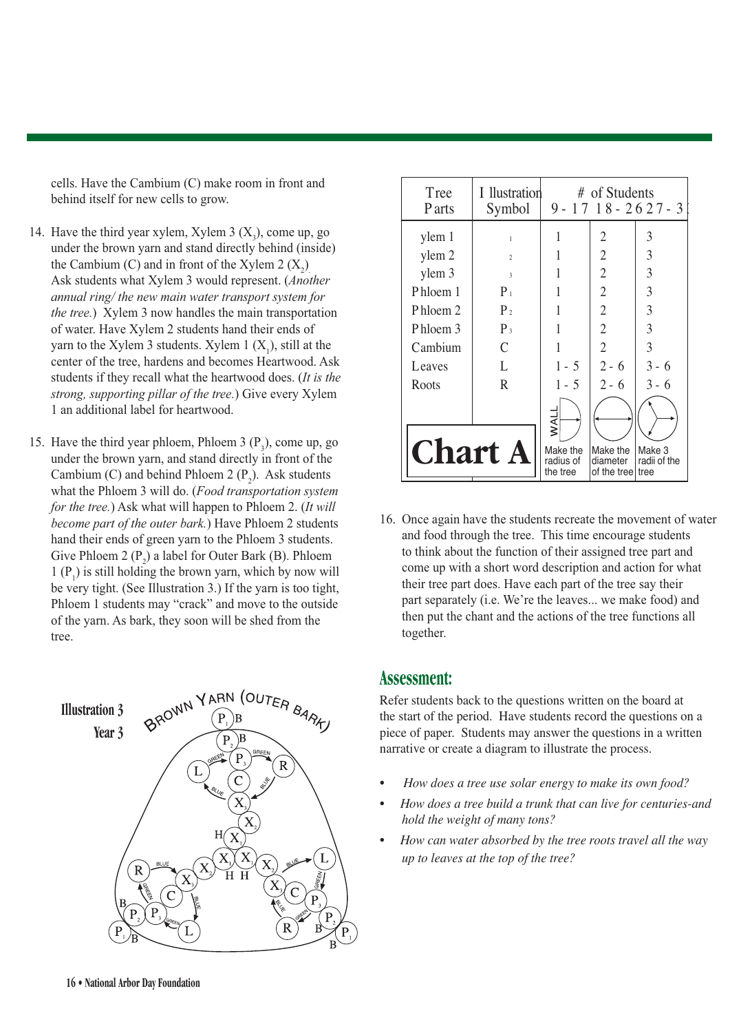cells. Have the Cambium (C) make room in front and behind itself for new cells to grow.

14. Have the third year xylem, Xylem 3 ($X_3$), come up, go under the brown yarn and stand directly behind (inside) the Cambium (C) and in front of the Xylem 2 ($X_2$). Ask students what Xylem 3 would represent. (*Another annual ring/ the new main water transport system for the tree.*) Xylem 3 now handles the main transportation of water. Have Xylem 2 students hand their ends of yarn to the Xylem 3 students. Xylem 1 ($X_1$), still at the center of the tree, hardens and becomes Heartwood. Ask students if they recall what the heartwood does. (*It is the strong, supporting pillar of the tree.*) Give every Xylem 1 an additional label for heartwood.

15. Have the third year phloem, Phloem 3 ($P_3$), come up, go under the brown yarn, and stand directly in front of the Cambium (C) and behind Phloem 2 ($P_2$). Ask students what the Phloem 3 will do. (*Food transportation system for the tree.*) Ask what will happen to Phloem 2. (*It will become part of the outer bark.*) Have Phloem 2 students hand their ends of green yarn to the Phloem 3 students. Give Phloem 2 ($P_2$) a label for Outer Bark (B). Phloem 1 ($P_1$) is still holding the brown yarn, which by now will be very tight. (See Illustration 3.) If the yarn is too tight, Phloem 1 students may "crack" and move to the outside of the yarn. As bark, they soon will be shed from the tree.

**Illustration 3**
**Year 3**

| Tree Parts | Illustration Symbol | # of Students 9 - 17 | 18 - 26 | 27 - 3 |
|---|---|---|---|---|
| ylem 1 | 1 | 1 | 2 | 3 |
| ylem 2 | 2 | 1 | 2 | 3 |
| ylem 3 | 3 | 1 | 2 | 3 |
| Phloem 1 | $P_1$ | 1 | 2 | 3 |
| Phloem 2 | $P_2$ | 1 | 2 | 3 |
| Phloem 3 | $P_3$ | 1 | 2 | 3 |
| Cambium | C | 1 | 2 | 3 |
| Leaves | L | 1 - 5 | 2 - 6 | 3 - 6 |
| Roots | R | 1 - 5 | 2 - 6 | 3 - 6 |
| **Chart A** | | WALL — Make the radius of the tree | Make the diameter of the tree | Make 3 radii of the tree |

16. Once again have the students recreate the movement of water and food through the tree. This time encourage students to think about the function of their assigned tree part and come up with a short word description and action for what their tree part does. Have each part of the tree say their part separately (i.e. We're the leaves... we make food) and then put the chant and the actions of the tree functions all together.

## Assessment:

Refer students back to the questions written on the board at the start of the period. Have students record the questions on a piece of paper. Students may answer the questions in a written narrative or create a diagram to illustrate the process.

- *How does a tree use solar energy to make its own food?*
- *How does a tree build a trunk that can live for centuries-and hold the weight of many tons?*
- *How can water absorbed by the tree roots travel all the way up to leaves at the top of the tree?*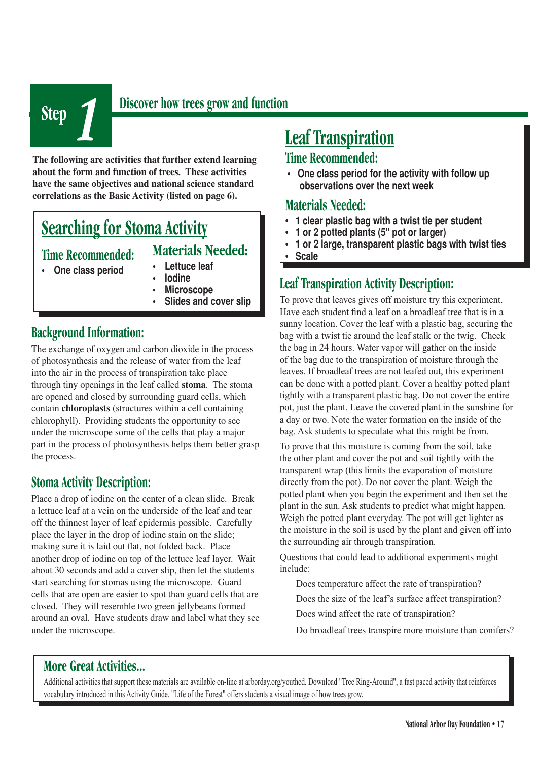# Step 1 Discover how trees grow and function

**The following are activities that further extend learning about the form and function of trees. These activities have the same objectives and national science standard correlations as the Basic Activity (listed on page 6).**

## Searching for Stoma Activity

### Time Recommended:

- One class period

### Materials Needed:

- Lettuce leaf
- Iodine
- Microscope
- Slides and cover slip

### Background Information:

The exchange of oxygen and carbon dioxide in the process of photosynthesis and the release of water from the leaf into the air in the process of transpiration take place through tiny openings in the leaf called **stoma**. The stoma are opened and closed by surrounding guard cells, which contain **chloroplasts** (structures within a cell containing chlorophyll). Providing students the opportunity to see under the microscope some of the cells that play a major part in the process of photosynthesis helps them better grasp the process.

### Stoma Activity Description:

Place a drop of iodine on the center of a clean slide. Break a lettuce leaf at a vein on the underside of the leaf and tear off the thinnest layer of leaf epidermis possible. Carefully place the layer in the drop of iodine stain on the slide; making sure it is laid out flat, not folded back. Place another drop of iodine on top of the lettuce leaf layer. Wait about 30 seconds and add a cover slip, then let the students start searching for stomas using the microscope. Guard cells that are open are easier to spot than guard cells that are closed. They will resemble two green jellybeans formed around an oval. Have students draw and label what they see under the microscope.

## Leaf Transpiration

### Time Recommended:

- One class period for the activity with follow up observations over the next week

### Materials Needed:

- 1 clear plastic bag with a twist tie per student
- 1 or 2 potted plants (5" pot or larger)
- 1 or 2 large, transparent plastic bags with twist ties
- Scale

### Leaf Transpiration Activity Description:

To prove that leaves gives off moisture try this experiment. Have each student find a leaf on a broadleaf tree that is in a sunny location. Cover the leaf with a plastic bag, securing the bag with a twist tie around the leaf stalk or the twig. Check the bag in 24 hours. Water vapor will gather on the inside of the bag due to the transpiration of moisture through the leaves. If broadleaf trees are not leafed out, this experiment can be done with a potted plant. Cover a healthy potted plant tightly with a transparent plastic bag. Do not cover the entire pot, just the plant. Leave the covered plant in the sunshine for a day or two. Note the water formation on the inside of the bag. Ask students to speculate what this might be from.

To prove that this moisture is coming from the soil, take the other plant and cover the pot and soil tightly with the transparent wrap (this limits the evaporation of moisture directly from the pot). Do not cover the plant. Weigh the potted plant when you begin the experiment and then set the plant in the sun. Ask students to predict what might happen. Weigh the potted plant everyday. The pot will get lighter as the moisture in the soil is used by the plant and given off into the surrounding air through transpiration.

Questions that could lead to additional experiments might include:

Does temperature affect the rate of transpiration?

Does the size of the leaf's surface affect transpiration?

Does wind affect the rate of transpiration?

Do broadleaf trees transpire more moisture than conifers?

## More Great Activities...

Additional activities that support these materials are available on-line at arborday.org/youthed. Download "Tree Ring-Around", a fast paced activity that reinforces vocabulary introduced in this Activity Guide. "Life of the Forest" offers students a visual image of how trees grow.